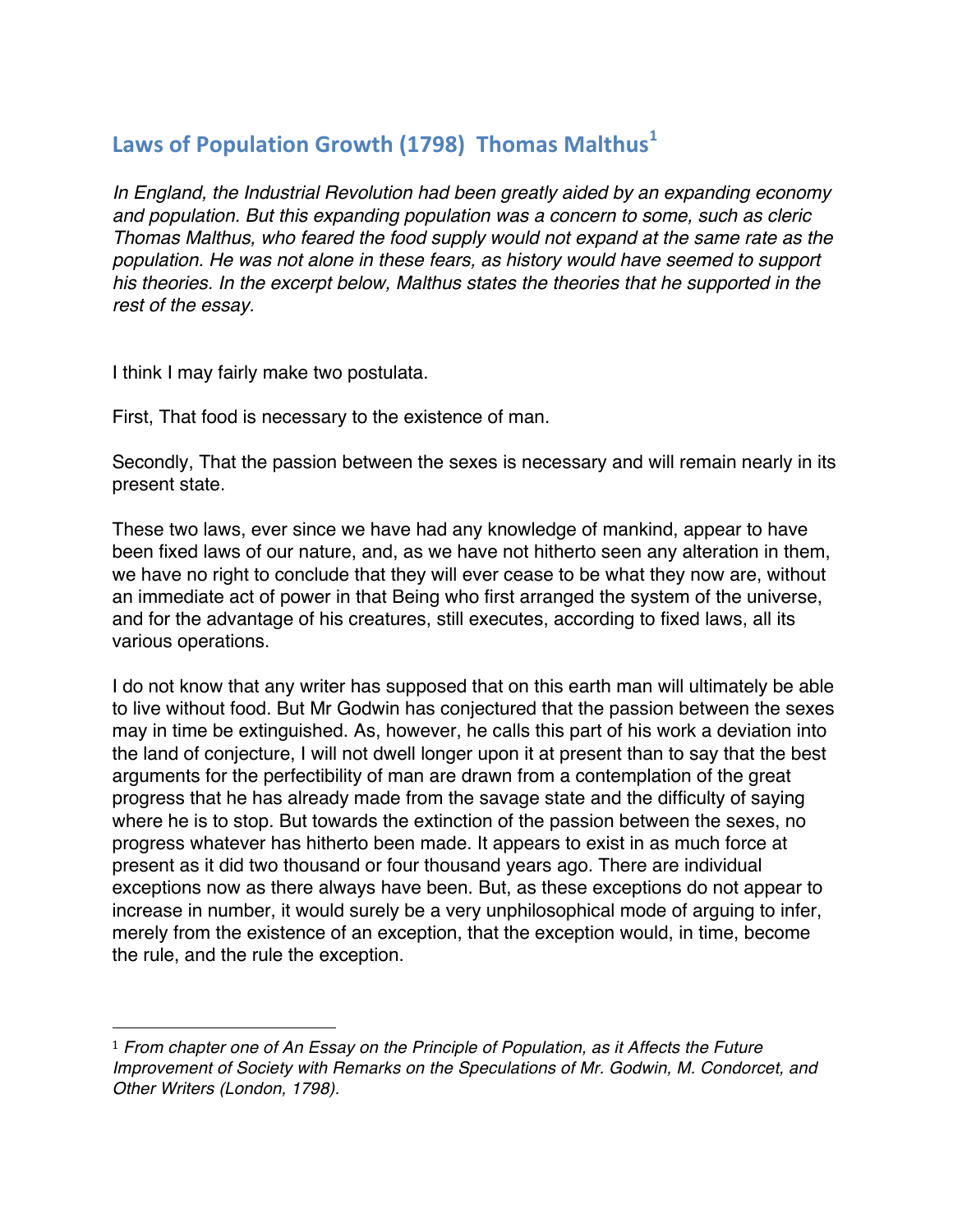## Laws of Population Growth (1798) Thomas Malthus[1]

*In England, the Industrial Revolution had been greatly aided by an expanding economy and population. But this expanding population was a concern to some, such as cleric Thomas Malthus, who feared the food supply would not expand at the same rate as the population. He was not alone in these fears, as history would have seemed to support his theories. In the excerpt below, Malthus states the theories that he supported in the rest of the essay.*

I think I may fairly make two postulata.

First, That food is necessary to the existence of man.

Secondly, That the passion between the sexes is necessary and will remain nearly in its present state.

These two laws, ever since we have had any knowledge of mankind, appear to have been fixed laws of our nature, and, as we have not hitherto seen any alteration in them, we have no right to conclude that they will ever cease to be what they now are, without an immediate act of power in that Being who first arranged the system of the universe, and for the advantage of his creatures, still executes, according to fixed laws, all its various operations.

I do not know that any writer has supposed that on this earth man will ultimately be able to live without food. But Mr Godwin has conjectured that the passion between the sexes may in time be extinguished. As, however, he calls this part of his work a deviation into the land of conjecture, I will not dwell longer upon it at present than to say that the best arguments for the perfectibility of man are drawn from a contemplation of the great progress that he has already made from the savage state and the difficulty of saying where he is to stop. But towards the extinction of the passion between the sexes, no progress whatever has hitherto been made. It appears to exist in as much force at present as it did two thousand or four thousand years ago. There are individual exceptions now as there always have been. But, as these exceptions do not appear to increase in number, it would surely be a very unphilosophical mode of arguing to infer, merely from the existence of an exception, that the exception would, in time, become the rule, and the rule the exception.

---

[1] *From chapter one of An Essay on the Principle of Population, as it Affects the Future Improvement of Society with Remarks on the Speculations of Mr. Godwin, M. Condorcet, and Other Writers (London, 1798).*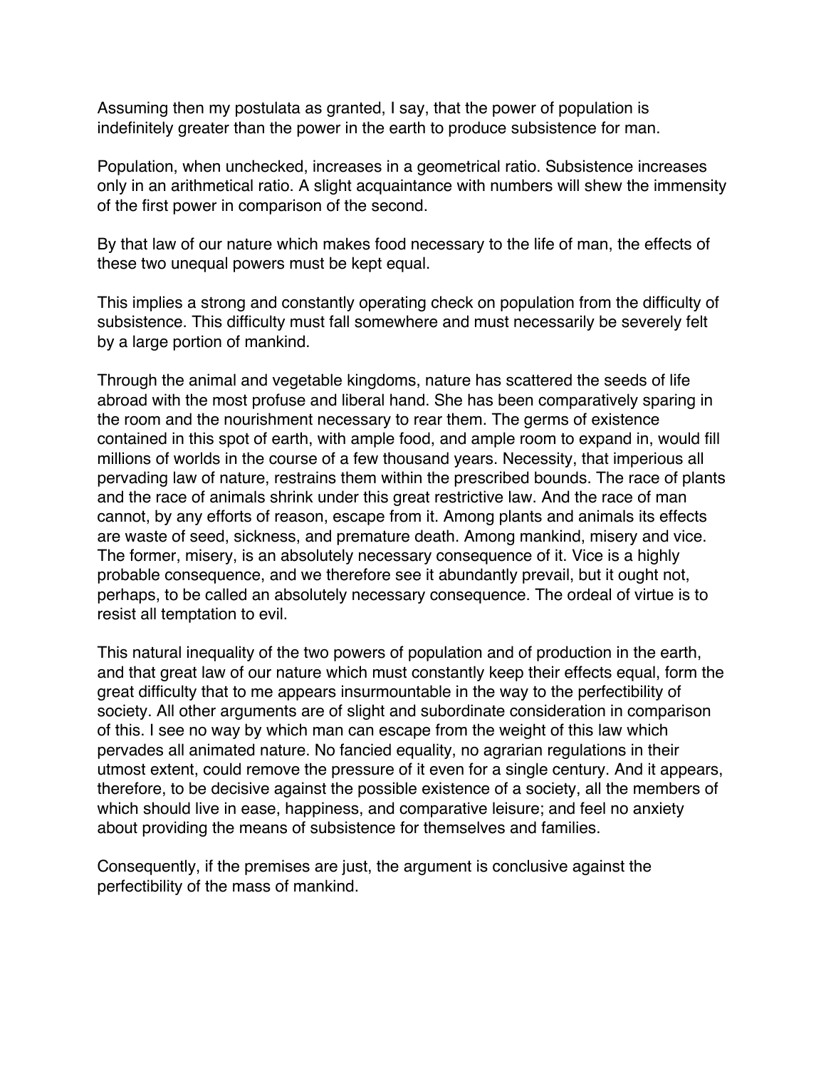Assuming then my postulata as granted, I say, that the power of population is indefinitely greater than the power in the earth to produce subsistence for man.

Population, when unchecked, increases in a geometrical ratio. Subsistence increases only in an arithmetical ratio. A slight acquaintance with numbers will shew the immensity of the first power in comparison of the second.

By that law of our nature which makes food necessary to the life of man, the effects of these two unequal powers must be kept equal.

This implies a strong and constantly operating check on population from the difficulty of subsistence. This difficulty must fall somewhere and must necessarily be severely felt by a large portion of mankind.

Through the animal and vegetable kingdoms, nature has scattered the seeds of life abroad with the most profuse and liberal hand. She has been comparatively sparing in the room and the nourishment necessary to rear them. The germs of existence contained in this spot of earth, with ample food, and ample room to expand in, would fill millions of worlds in the course of a few thousand years. Necessity, that imperious all pervading law of nature, restrains them within the prescribed bounds. The race of plants and the race of animals shrink under this great restrictive law. And the race of man cannot, by any efforts of reason, escape from it. Among plants and animals its effects are waste of seed, sickness, and premature death. Among mankind, misery and vice. The former, misery, is an absolutely necessary consequence of it. Vice is a highly probable consequence, and we therefore see it abundantly prevail, but it ought not, perhaps, to be called an absolutely necessary consequence. The ordeal of virtue is to resist all temptation to evil.

This natural inequality of the two powers of population and of production in the earth, and that great law of our nature which must constantly keep their effects equal, form the great difficulty that to me appears insurmountable in the way to the perfectibility of society. All other arguments are of slight and subordinate consideration in comparison of this. I see no way by which man can escape from the weight of this law which pervades all animated nature. No fancied equality, no agrarian regulations in their utmost extent, could remove the pressure of it even for a single century. And it appears, therefore, to be decisive against the possible existence of a society, all the members of which should live in ease, happiness, and comparative leisure; and feel no anxiety about providing the means of subsistence for themselves and families.

Consequently, if the premises are just, the argument is conclusive against the perfectibility of the mass of mankind.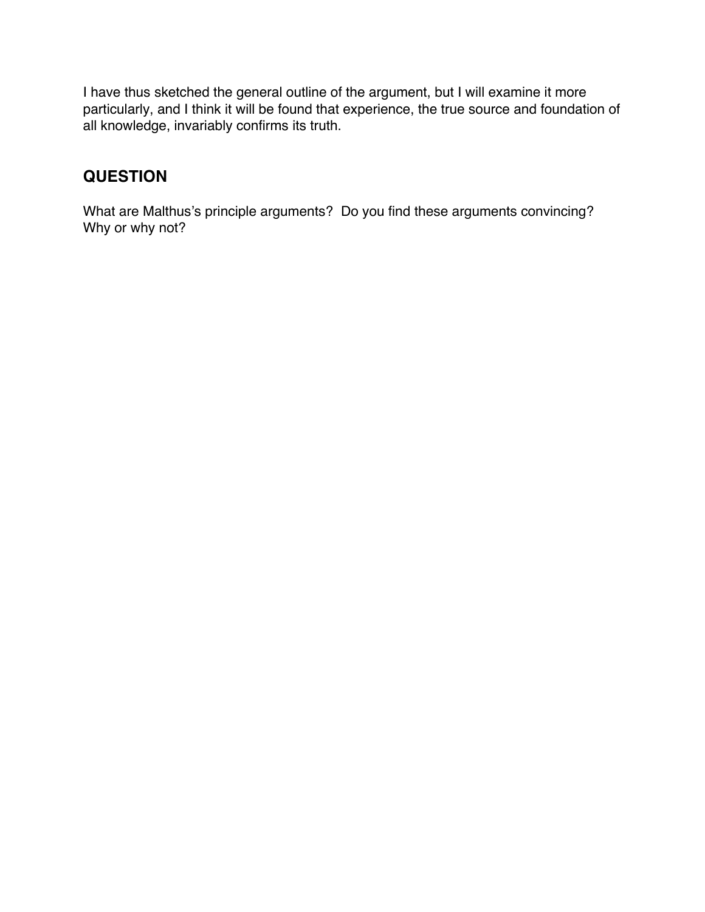I have thus sketched the general outline of the argument, but I will examine it more particularly, and I think it will be found that experience, the true source and foundation of all knowledge, invariably confirms its truth.

## QUESTION

What are Malthus's principle arguments? Do you find these arguments convincing? Why or why not?